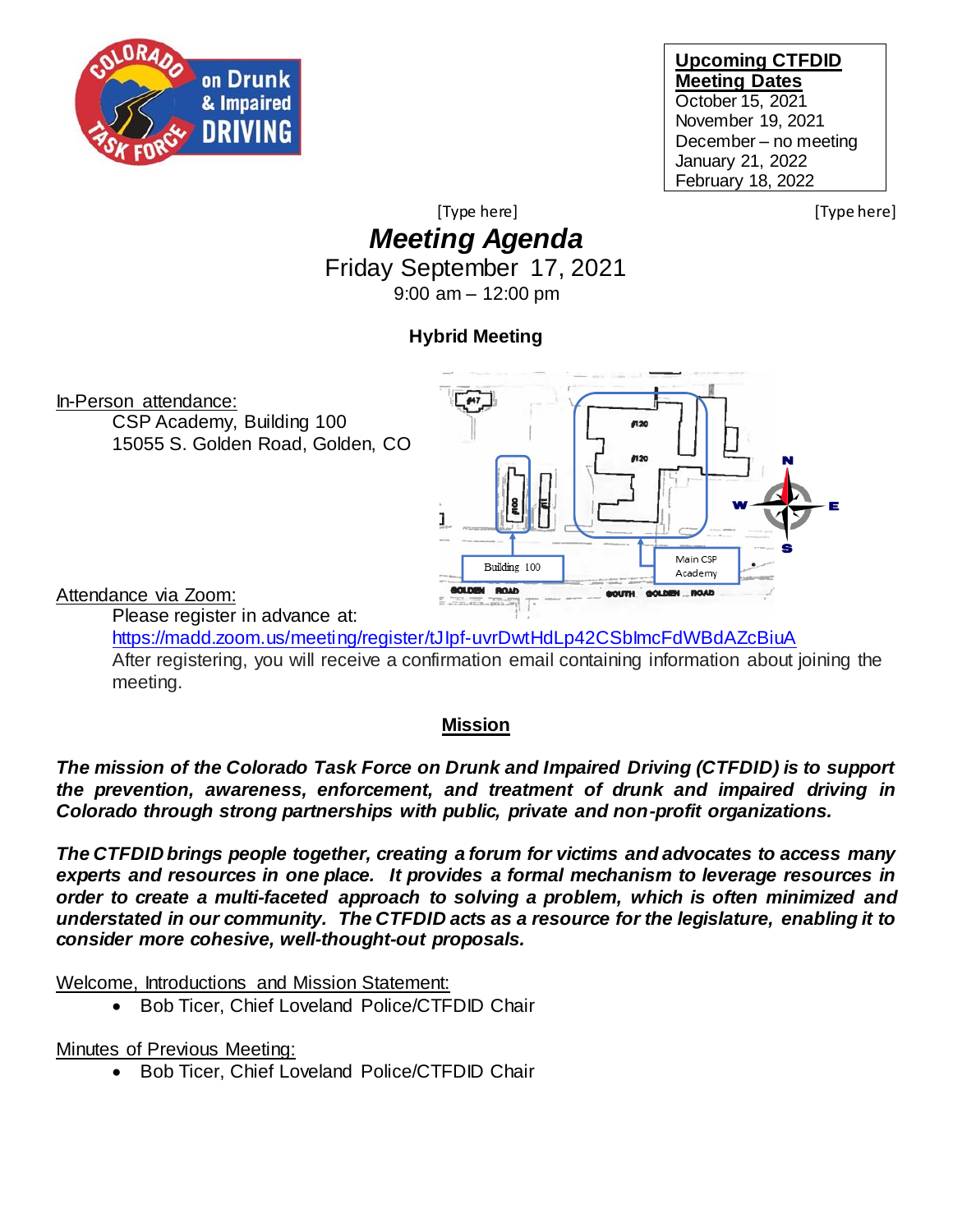**Upcoming CTFDID Meeting Dates**
October 15, 2021
November 19, 2021
December – no meeting
January 21, 2022
February 18, 2022

[Type here] [Type here]

# *Meeting Agenda*

Friday September 17, 2021

9:00 am – 12:00 pm

**Hybrid Meeting**

In-Person attendance:

CSP Academy, Building 100
15055 S. Golden Road, Golden, CO

Attendance via Zoom:

Please register in advance at:
https://madd.zoom.us/meeting/register/tJIpf-uvrDwtHdLp42CSbImcFdWBdAZcBiuA
After registering, you will receive a confirmation email containing information about joining the meeting.

## Mission

***The mission of the Colorado Task Force on Drunk and Impaired Driving (CTFDID) is to support the prevention, awareness, enforcement, and treatment of drunk and impaired driving in Colorado through strong partnerships with public, private and non-profit organizations.***

***The CTFDID brings people together, creating a forum for victims and advocates to access many experts and resources in one place. It provides a formal mechanism to leverage resources in order to create a multi-faceted approach to solving a problem, which is often minimized and understated in our community. The CTFDID acts as a resource for the legislature, enabling it to consider more cohesive, well-thought-out proposals.***

Welcome, Introductions and Mission Statement:

- Bob Ticer, Chief Loveland Police/CTFDID Chair

Minutes of Previous Meeting:

- Bob Ticer, Chief Loveland Police/CTFDID Chair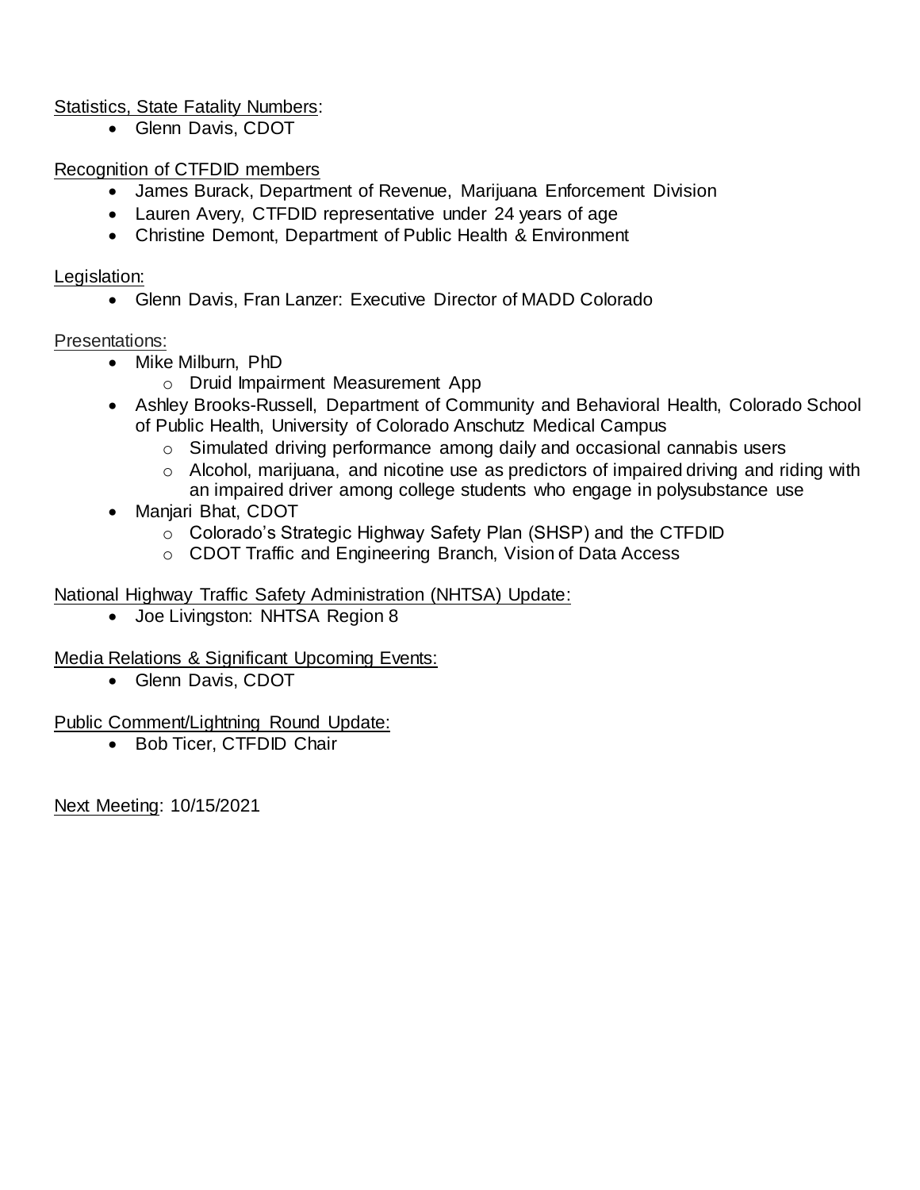<u>Statistics, State Fatality Numbers</u>:

- Glenn Davis, CDOT

<u>Recognition of CTFDID members</u>

- James Burack, Department of Revenue, Marijuana Enforcement Division
- Lauren Avery, CTFDID representative under 24 years of age
- Christine Demont, Department of Public Health & Environment

<u>Legislation:</u>

- Glenn Davis, Fran Lanzer: Executive Director of MADD Colorado

<u>Presentations:</u>

- Mike Milburn, PhD
  - Druid Impairment Measurement App
- Ashley Brooks-Russell, Department of Community and Behavioral Health, Colorado School of Public Health, University of Colorado Anschutz Medical Campus
  - Simulated driving performance among daily and occasional cannabis users
  - Alcohol, marijuana, and nicotine use as predictors of impaired driving and riding with an impaired driver among college students who engage in polysubstance use
- Manjari Bhat, CDOT
  - Colorado's Strategic Highway Safety Plan (SHSP) and the CTFDID
  - CDOT Traffic and Engineering Branch, Vision of Data Access

<u>National Highway Traffic Safety Administration (NHTSA) Update:</u>

- Joe Livingston: NHTSA Region 8

<u>Media Relations & Significant Upcoming Events:</u>

- Glenn Davis, CDOT

<u>Public Comment/Lightning Round Update:</u>

- Bob Ticer, CTFDID Chair

<u>Next Meeting</u>: 10/15/2021